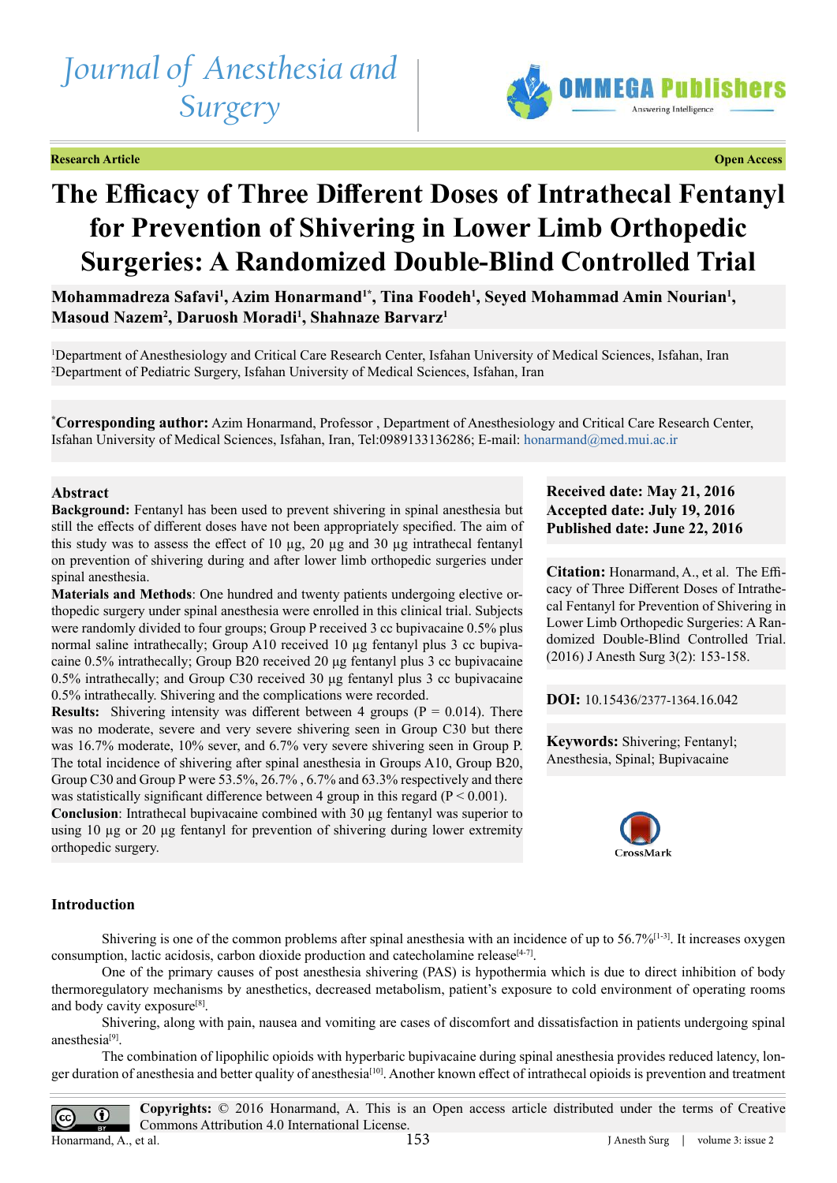Journal of Anesthesia and Surgery

OMMEGA Publishers

**Research Article** **Open Access**

# The Efficacy of Three Different Doses of Intrathecal Fentanyl for Prevention of Shivering in Lower Limb Orthopedic Surgeries: A Randomized Double-Blind Controlled Trial

**Mohammadreza Safavi[1], Azim Honarmand[1*], Tina Foodeh[1], Seyed Mohammad Amin Nourian[1], Masoud Nazem[2], Daruosh Moradi[1], Shahnaze Barvarz[1]**

[1]Department of Anesthesiology and Critical Care Research Center, Isfahan University of Medical Sciences, Isfahan, Iran
[2]Department of Pediatric Surgery, Isfahan University of Medical Sciences, Isfahan, Iran

[*]**Corresponding author:** Azim Honarmand, Professor , Department of Anesthesiology and Critical Care Research Center, Isfahan University of Medical Sciences, Isfahan, Iran, Tel:0989133136286; E-mail: honarmand@med.mui.ac.ir

## Abstract

**Background:** Fentanyl has been used to prevent shivering in spinal anesthesia but still the effects of different doses have not been appropriately specified. The aim of this study was to assess the effect of 10 µg, 20 µg and 30 µg intrathecal fentanyl on prevention of shivering during and after lower limb orthopedic surgeries under spinal anesthesia.

**Materials and Methods**: One hundred and twenty patients undergoing elective orthopedic surgery under spinal anesthesia were enrolled in this clinical trial. Subjects were randomly divided to four groups; Group P received 3 cc bupivacaine 0.5% plus normal saline intrathecally; Group A10 received 10 µg fentanyl plus 3 cc bupivacaine 0.5% intrathecally; Group B20 received 20 µg fentanyl plus 3 cc bupivacaine 0.5% intrathecally; and Group C30 received 30 µg fentanyl plus 3 cc bupivacaine 0.5% intrathecally. Shivering and the complications were recorded.

**Results:** Shivering intensity was different between 4 groups ($P = 0.014$). There was no moderate, severe and very severe shivering seen in Group C30 but there was 16.7% moderate, 10% sever, and 6.7% very severe shivering seen in Group P. The total incidence of shivering after spinal anesthesia in Groups A10, Group B20, Group C30 and Group P were 53.5%, 26.7% , 6.7% and 63.3% respectively and there was statistically significant difference between 4 group in this regard ($P < 0.001$).

**Conclusion**: Intrathecal bupivacaine combined with 30 µg fentanyl was superior to using 10 µg or 20 µg fentanyl for prevention of shivering during lower extremity orthopedic surgery.

**Received date: May 21, 2016**
**Accepted date: July 19, 2016**
**Published date: June 22, 2016**

**Citation:** Honarmand, A., et al. The Efficacy of Three Different Doses of Intrathecal Fentanyl for Prevention of Shivering in Lower Limb Orthopedic Surgeries: A Randomized Double-Blind Controlled Trial. (2016) J Anesth Surg 3(2): 153-158.

**DOI:** 10.15436/2377-1364.16.042

**Keywords:** Shivering; Fentanyl; Anesthesia, Spinal; Bupivacaine

## Introduction

Shivering is one of the common problems after spinal anesthesia with an incidence of up to 56.7%[1-3]. It increases oxygen consumption, lactic acidosis, carbon dioxide production and catecholamine release[4-7].

One of the primary causes of post anesthesia shivering (PAS) is hypothermia which is due to direct inhibition of body thermoregulatory mechanisms by anesthetics, decreased metabolism, patient's exposure to cold environment of operating rooms and body cavity exposure[8].

Shivering, along with pain, nausea and vomiting are cases of discomfort and dissatisfaction in patients undergoing spinal anesthesia[9].

The combination of lipophilic opioids with hyperbaric bupivacaine during spinal anesthesia provides reduced latency, longer duration of anesthesia and better quality of anesthesia[10]. Another known effect of intrathecal opioids is prevention and treatment

**Copyrights:** © 2016 Honarmand, A. This is an Open access article distributed under the terms of Creative Commons Attribution 4.0 International License.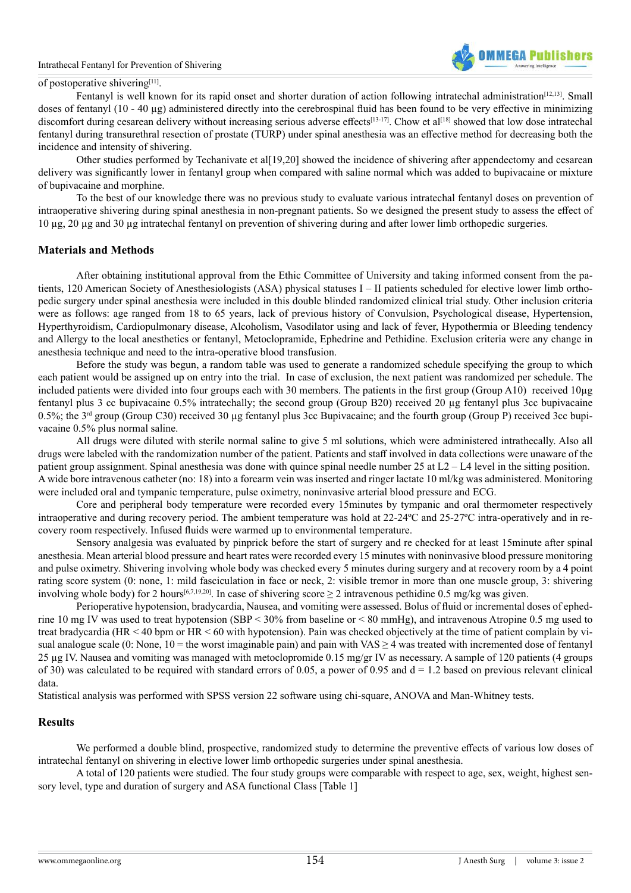of postoperative shivering[11].

Fentanyl is well known for its rapid onset and shorter duration of action following intratechal administration[12,13]. Small doses of fentanyl (10 - 40 µg) administered directly into the cerebrospinal fluid has been found to be very effective in minimizing discomfort during cesarean delivery without increasing serious adverse effects[13-17]. Chow et al[18] showed that low dose intratechal fentanyl during transurethral resection of prostate (TURP) under spinal anesthesia was an effective method for decreasing both the incidence and intensity of shivering.

Other studies performed by Techanivate et al[19,20] showed the incidence of shivering after appendectomy and cesarean delivery was significantly lower in fentanyl group when compared with saline normal which was added to bupivacaine or mixture of bupivacaine and morphine.

To the best of our knowledge there was no previous study to evaluate various intratechal fentanyl doses on prevention of intraoperative shivering during spinal anesthesia in non-pregnant patients. So we designed the present study to assess the effect of 10 µg, 20 µg and 30 µg intratechal fentanyl on prevention of shivering during and after lower limb orthopedic surgeries.

## Materials and Methods

After obtaining institutional approval from the Ethic Committee of University and taking informed consent from the patients, 120 American Society of Anesthesiologists (ASA) physical statuses I – II patients scheduled for elective lower limb orthopedic surgery under spinal anesthesia were included in this double blinded randomized clinical trial study. Other inclusion criteria were as follows: age ranged from 18 to 65 years, lack of previous history of Convulsion, Psychological disease, Hypertension, Hyperthyroidism, Cardiopulmonary disease, Alcoholism, Vasodilator using and lack of fever, Hypothermia or Bleeding tendency and Allergy to the local anesthetics or fentanyl, Metoclopramide, Ephedrine and Pethidine. Exclusion criteria were any change in anesthesia technique and need to the intra-operative blood transfusion.

Before the study was begun, a random table was used to generate a randomized schedule specifying the group to which each patient would be assigned up on entry into the trial. In case of exclusion, the next patient was randomized per schedule. The included patients were divided into four groups each with 30 members. The patients in the first group (Group A10) received 10µg fentanyl plus 3 cc bupivacaine 0.5% intratechally; the second group (Group B20) received 20 µg fentanyl plus 3cc bupivacaine 0.5%; the 3rd group (Group C30) received 30 µg fentanyl plus 3cc Bupivacaine; and the fourth group (Group P) received 3cc bupivacaine 0.5% plus normal saline.

All drugs were diluted with sterile normal saline to give 5 ml solutions, which were administered intrathecally. Also all drugs were labeled with the randomization number of the patient. Patients and staff involved in data collections were unaware of the patient group assignment. Spinal anesthesia was done with quince spinal needle number 25 at L2 – L4 level in the sitting position. A wide bore intravenous catheter (no: 18) into a forearm vein was inserted and ringer lactate 10 ml/kg was administered. Monitoring were included oral and tympanic temperature, pulse oximetry, noninvasive arterial blood pressure and ECG.

Core and peripheral body temperature were recorded every 15minutes by tympanic and oral thermometer respectively intraoperative and during recovery period. The ambient temperature was hold at 22-24ºC and 25-27ºC intra-operatively and in recovery room respectively. Infused fluids were warmed up to environmental temperature.

Sensory analgesia was evaluated by pinprick before the start of surgery and re checked for at least 15minute after spinal anesthesia. Mean arterial blood pressure and heart rates were recorded every 15 minutes with noninvasive blood pressure monitoring and pulse oximetry. Shivering involving whole body was checked every 5 minutes during surgery and at recovery room by a 4 point rating score system (0: none, 1: mild fasciculation in face or neck, 2: visible tremor in more than one muscle group, 3: shivering involving whole body) for 2 hours[6,7,19,20]. In case of shivering score ≥ 2 intravenous pethidine 0.5 mg/kg was given.

Perioperative hypotension, bradycardia, Nausea, and vomiting were assessed. Bolus of fluid or incremental doses of ephedrine 10 mg IV was used to treat hypotension (SBP < 30% from baseline or < 80 mmHg), and intravenous Atropine 0.5 mg used to treat bradycardia (HR < 40 bpm or HR < 60 with hypotension). Pain was checked objectively at the time of patient complain by visual analogue scale (0: None, 10 = the worst imaginable pain) and pain with VAS ≥ 4 was treated with incremented dose of fentanyl 25 µg IV. Nausea and vomiting was managed with metoclopramide 0.15 mg/gr IV as necessary. A sample of 120 patients (4 groups of 30) was calculated to be required with standard errors of 0.05, a power of 0.95 and d = 1.2 based on previous relevant clinical data.

Statistical analysis was performed with SPSS version 22 software using chi-square, ANOVA and Man-Whitney tests.

## Results

We performed a double blind, prospective, randomized study to determine the preventive effects of various low doses of intratechal fentanyl on shivering in elective lower limb orthopedic surgeries under spinal anesthesia.

A total of 120 patients were studied. The four study groups were comparable with respect to age, sex, weight, highest sensory level, type and duration of surgery and ASA functional Class [Table 1]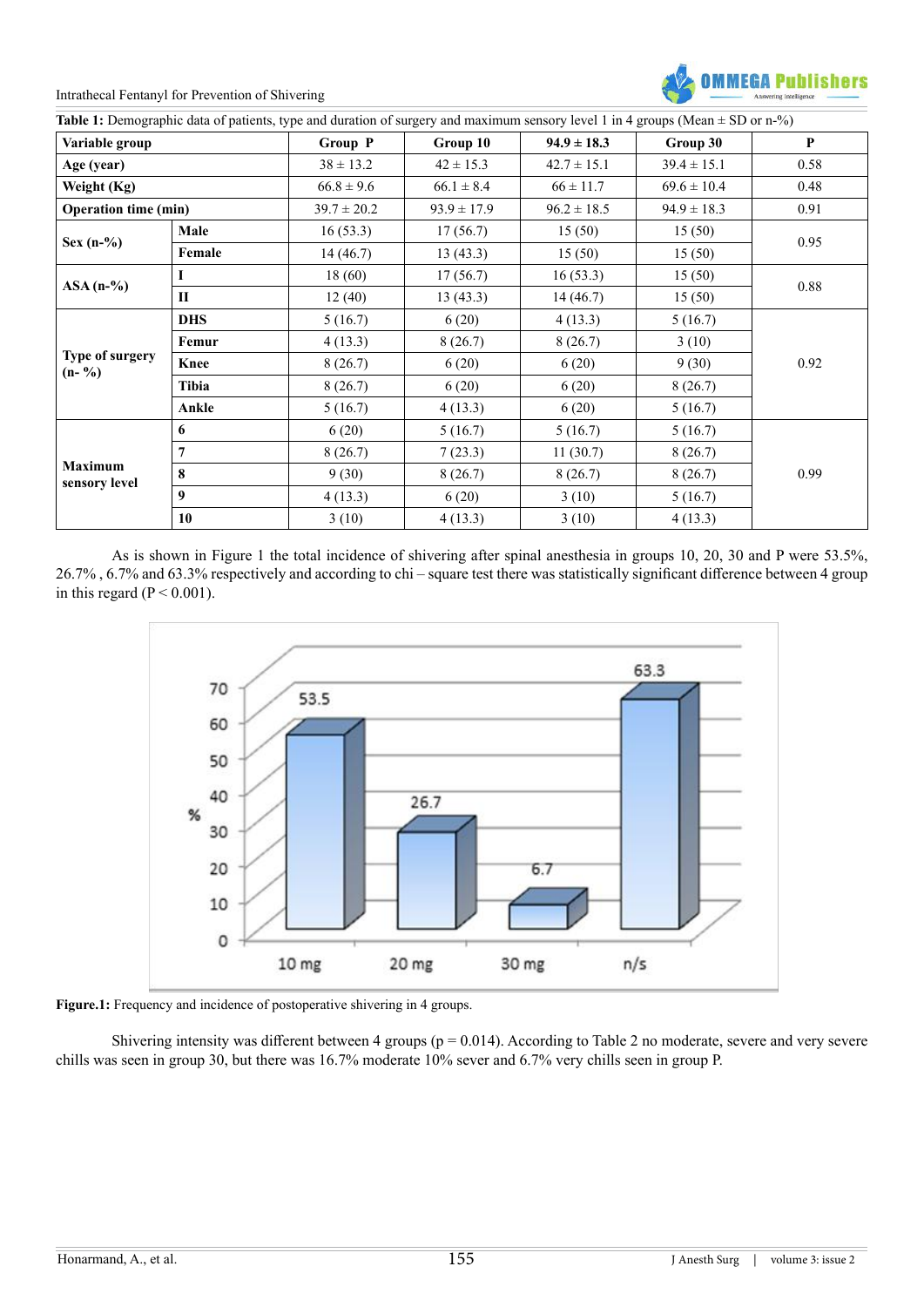**Table 1:** Demographic data of patients, type and duration of surgery and maximum sensory level 1 in 4 groups (Mean ± SD or n-%)

| Variable group | | Group P | Group 10 | 94.9 ± 18.3 | Group 30 | P |
|---|---|---|---|---|---|---|
| Age (year) | | 38 ± 13.2 | 42 ± 15.3 | 42.7 ± 15.1 | 39.4 ± 15.1 | 0.58 |
| Weight (Kg) | | 66.8 ± 9.6 | 66.1 ± 8.4 | 66 ± 11.7 | 69.6 ± 10.4 | 0.48 |
| Operation time (min) | | 39.7 ± 20.2 | 93.9 ± 17.9 | 96.2 ± 18.5 | 94.9 ± 18.3 | 0.91 |
| Sex (n-%) | Male | 16 (53.3) | 17 (56.7) | 15 (50) | 15 (50) | 0.95 |
| | Female | 14 (46.7) | 13 (43.3) | 15 (50) | 15 (50) | |
| ASA (n-%) | I | 18 (60) | 17 (56.7) | 16 (53.3) | 15 (50) | 0.88 |
| | II | 12 (40) | 13 (43.3) | 14 (46.7) | 15 (50) | |
| Type of surgery (n- %) | DHS | 5 (16.7) | 6 (20) | 4 (13.3) | 5 (16.7) | 0.92 |
| | Femur | 4 (13.3) | 8 (26.7) | 8 (26.7) | 3 (10) | |
| | Knee | 8 (26.7) | 6 (20) | 6 (20) | 9 (30) | |
| | Tibia | 8 (26.7) | 6 (20) | 6 (20) | 8 (26.7) | |
| | Ankle | 5 (16.7) | 4 (13.3) | 6 (20) | 5 (16.7) | |
| Maximum sensory level | 6 | 6 (20) | 5 (16.7) | 5 (16.7) | 5 (16.7) | 0.99 |
| | 7 | 8 (26.7) | 7 (23.3) | 11 (30.7) | 8 (26.7) | |
| | 8 | 9 (30) | 8 (26.7) | 8 (26.7) | 8 (26.7) | |
| | 9 | 4 (13.3) | 6 (20) | 3 (10) | 5 (16.7) | |
| | 10 | 3 (10) | 4 (13.3) | 3 (10) | 4 (13.3) | |

As is shown in Figure 1 the total incidence of shivering after spinal anesthesia in groups 10, 20, 30 and P were 53.5%, 26.7% , 6.7% and 63.3% respectively and according to chi – square test there was statistically significant difference between 4 group in this regard (P < 0.001).

**Figure.1:** Frequency and incidence of postoperative shivering in 4 groups.

Shivering intensity was different between 4 groups (p = 0.014). According to Table 2 no moderate, severe and very severe chills was seen in group 30, but there was 16.7% moderate 10% sever and 6.7% very chills seen in group P.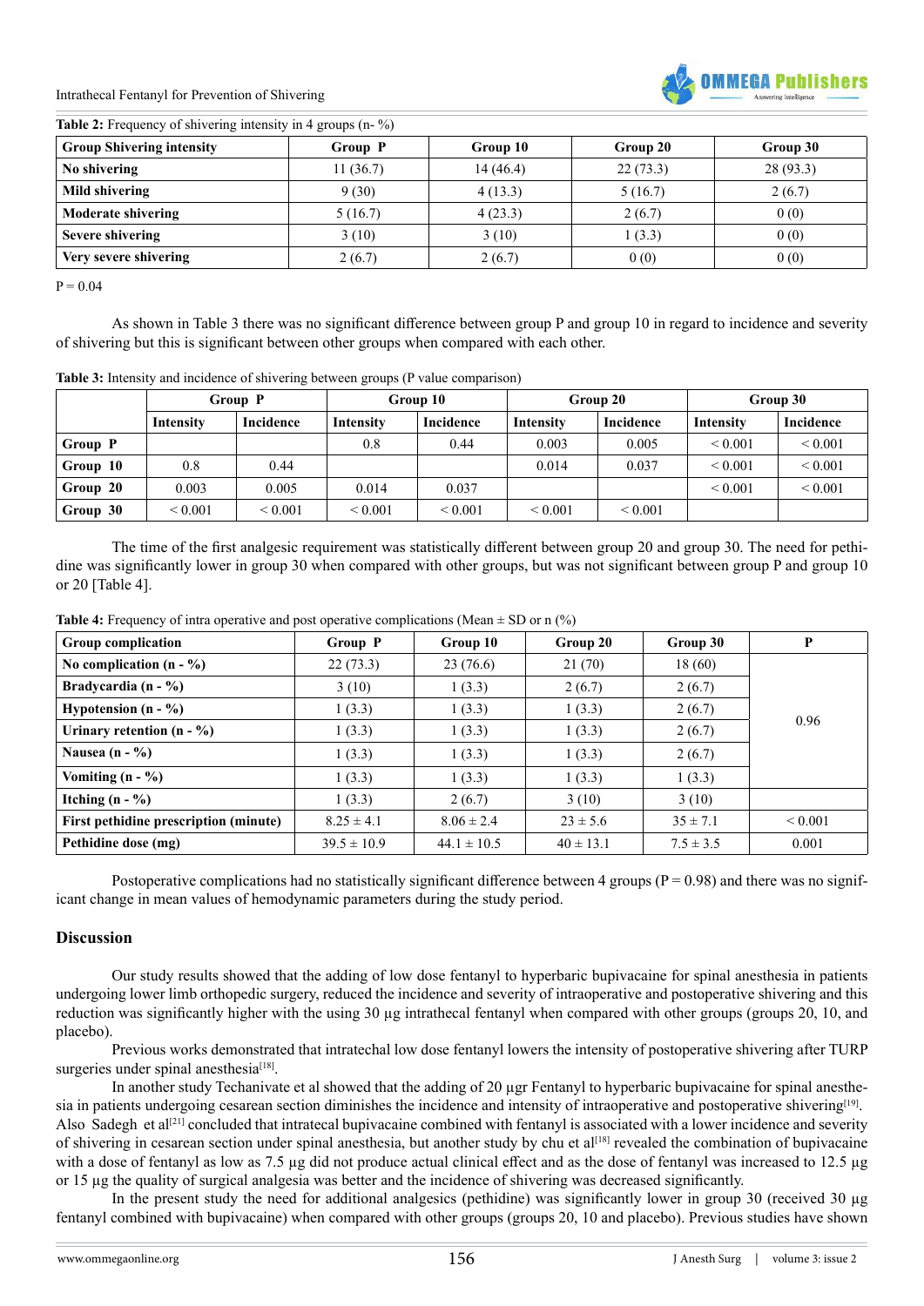**Table 2:** Frequency of shivering intensity in 4 groups (n- %)

| Group Shivering intensity | Group P | Group 10 | Group 20 | Group 30 |
|---|---|---|---|---|
| No shivering | 11 (36.7) | 14 (46.4) | 22 (73.3) | 28 (93.3) |
| Mild shivering | 9 (30) | 4 (13.3) | 5 (16.7) | 2 (6.7) |
| Moderate shivering | 5 (16.7) | 4 (23.3) | 2 (6.7) | 0 (0) |
| Severe shivering | 3 (10) | 3 (10) | 1 (3.3) | 0 (0) |
| Very severe shivering | 2 (6.7) | 2 (6.7) | 0 (0) | 0 (0) |

P = 0.04

As shown in Table 3 there was no significant difference between group P and group 10 in regard to incidence and severity of shivering but this is significant between other groups when compared with each other.

**Table 3:** Intensity and incidence of shivering between groups (P value comparison)

| | Group P | | Group 10 | | Group 20 | | Group 30 | |
|---|---|---|---|---|---|---|---|---|
| | Intensity | Incidence | Intensity | Incidence | Intensity | Incidence | Intensity | Incidence |
| Group P | | | 0.8 | 0.44 | 0.003 | 0.005 | < 0.001 | < 0.001 |
| Group 10 | 0.8 | 0.44 | | | 0.014 | 0.037 | < 0.001 | < 0.001 |
| Group 20 | 0.003 | 0.005 | 0.014 | 0.037 | | | < 0.001 | < 0.001 |
| Group 30 | < 0.001 | < 0.001 | < 0.001 | < 0.001 | < 0.001 | < 0.001 | | |

The time of the first analgesic requirement was statistically different between group 20 and group 30. The need for pethidine was significantly lower in group 30 when compared with other groups, but was not significant between group P and group 10 or 20 [Table 4].

**Table 4:** Frequency of intra operative and post operative complications (Mean ± SD or n (%)

| Group complication | Group P | Group 10 | Group 20 | Group 30 | P |
|---|---|---|---|---|---|
| No complication (n - %) | 22 (73.3) | 23 (76.6) | 21 (70) | 18 (60) | 0.96 |
| Bradycardia (n - %) | 3 (10) | 1 (3.3) | 2 (6.7) | 2 (6.7) | |
| Hypotension (n - %) | 1 (3.3) | 1 (3.3) | 1 (3.3) | 2 (6.7) | |
| Urinary retention (n - %) | 1 (3.3) | 1 (3.3) | 1 (3.3) | 2 (6.7) | |
| Nausea (n - %) | 1 (3.3) | 1 (3.3) | 1 (3.3) | 2 (6.7) | |
| Vomiting (n - %) | 1 (3.3) | 1 (3.3) | 1 (3.3) | 1 (3.3) | |
| Itching (n - %) | 1 (3.3) | 2 (6.7) | 3 (10) | 3 (10) | |
| First pethidine prescription (minute) | 8.25 ± 4.1 | 8.06 ± 2.4 | 23 ± 5.6 | 35 ± 7.1 | < 0.001 |
| Pethidine dose (mg) | 39.5 ± 10.9 | 44.1 ± 10.5 | 40 ± 13.1 | 7.5 ± 3.5 | 0.001 |

Postoperative complications had no statistically significant difference between 4 groups (P = 0.98) and there was no significant change in mean values of hemodynamic parameters during the study period.

## Discussion

Our study results showed that the adding of low dose fentanyl to hyperbaric bupivacaine for spinal anesthesia in patients undergoing lower limb orthopedic surgery, reduced the incidence and severity of intraoperative and postoperative shivering and this reduction was significantly higher with the using 30 µg intrathecal fentanyl when compared with other groups (groups 20, 10, and placebo).

Previous works demonstrated that intratechal low dose fentanyl lowers the intensity of postoperative shivering after TURP surgeries under spinal anesthesia[18].

In another study Techanivate et al showed that the adding of 20 µgr Fentanyl to hyperbaric bupivacaine for spinal anesthesia in patients undergoing cesarean section diminishes the incidence and intensity of intraoperative and postoperative shivering[19]. Also Sadegh et al[21] concluded that intratecal bupivacaine combined with fentanyl is associated with a lower incidence and severity of shivering in cesarean section under spinal anesthesia, but another study by chu et al[18] revealed the combination of bupivacaine with a dose of fentanyl as low as 7.5 µg did not produce actual clinical effect and as the dose of fentanyl was increased to 12.5 µg or 15 µg the quality of surgical analgesia was better and the incidence of shivering was decreased significantly.

In the present study the need for additional analgesics (pethidine) was significantly lower in group 30 (received 30 µg fentanyl combined with bupivacaine) when compared with other groups (groups 20, 10 and placebo). Previous studies have shown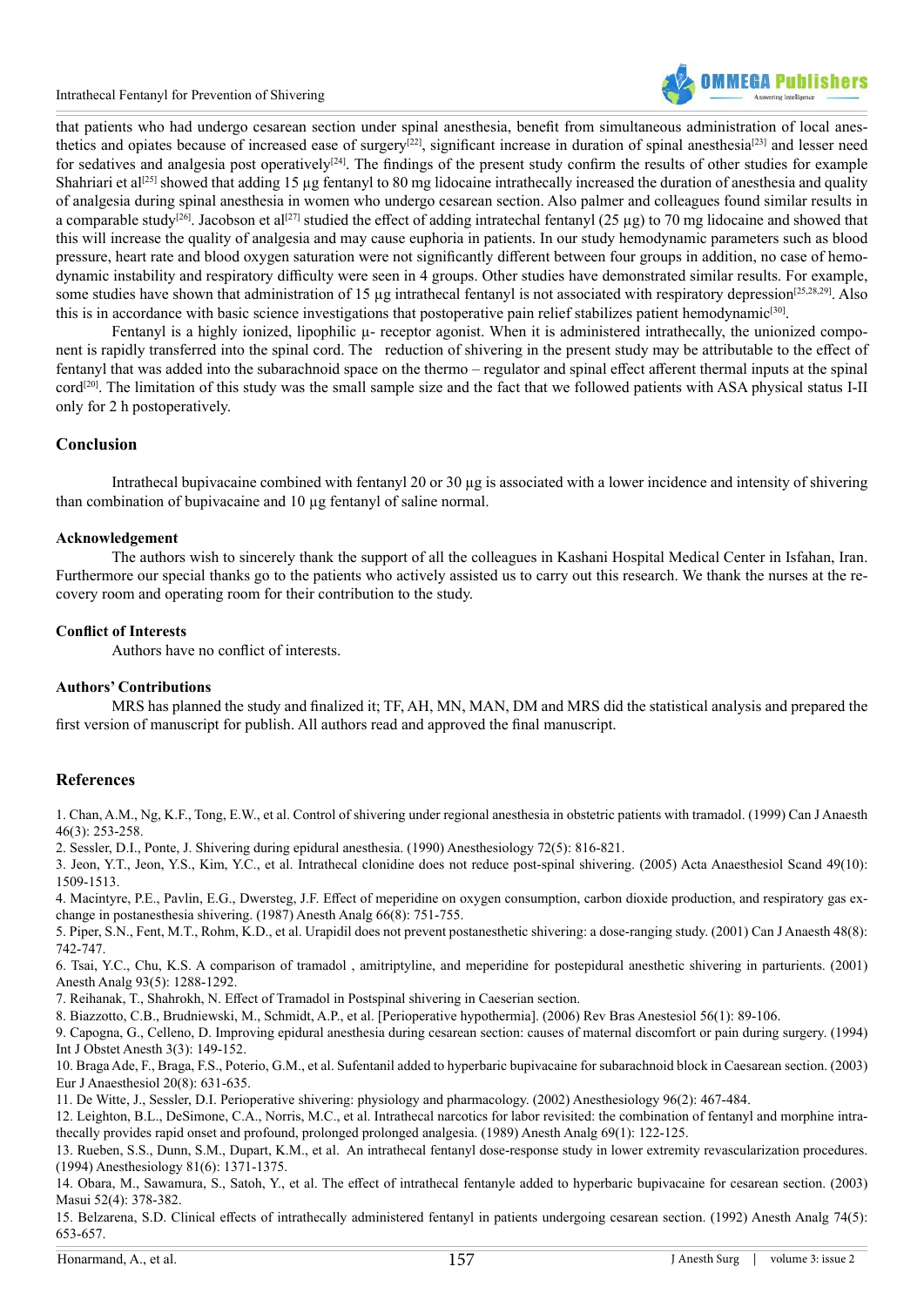that patients who had undergo cesarean section under spinal anesthesia, benefit from simultaneous administration of local anesthetics and opiates because of increased ease of surgery[22], significant increase in duration of spinal anesthesia[23] and lesser need for sedatives and analgesia post operatively[24]. The findings of the present study confirm the results of other studies for example Shahriari et al[25] showed that adding 15 µg fentanyl to 80 mg lidocaine intrathecally increased the duration of anesthesia and quality of analgesia during spinal anesthesia in women who undergo cesarean section. Also palmer and colleagues found similar results in a comparable study[26]. Jacobson et al[27] studied the effect of adding intratechal fentanyl (25 µg) to 70 mg lidocaine and showed that this will increase the quality of analgesia and may cause euphoria in patients. In our study hemodynamic parameters such as blood pressure, heart rate and blood oxygen saturation were not significantly different between four groups in addition, no case of hemodynamic instability and respiratory difficulty were seen in 4 groups. Other studies have demonstrated similar results. For example, some studies have shown that administration of 15 µg intrathecal fentanyl is not associated with respiratory depression[25,28,29]. Also this is in accordance with basic science investigations that postoperative pain relief stabilizes patient hemodynamic[30].

Fentanyl is a highly ionized, lipophilic µ- receptor agonist. When it is administered intrathecally, the unionized component is rapidly transferred into the spinal cord. The reduction of shivering in the present study may be attributable to the effect of fentanyl that was added into the subarachnoid space on the thermo – regulator and spinal effect afferent thermal inputs at the spinal cord[20]. The limitation of this study was the small sample size and the fact that we followed patients with ASA physical status I-II only for 2 h postoperatively.

## Conclusion

Intrathecal bupivacaine combined with fentanyl 20 or 30 µg is associated with a lower incidence and intensity of shivering than combination of bupivacaine and 10 µg fentanyl of saline normal.

### Acknowledgement

The authors wish to sincerely thank the support of all the colleagues in Kashani Hospital Medical Center in Isfahan, Iran. Furthermore our special thanks go to the patients who actively assisted us to carry out this research. We thank the nurses at the recovery room and operating room for their contribution to the study.

### Conflict of Interests

Authors have no conflict of interests.

### Authors' Contributions

MRS has planned the study and finalized it; TF, AH, MN, MAN, DM and MRS did the statistical analysis and prepared the first version of manuscript for publish. All authors read and approved the final manuscript.

## References

1. Chan, A.M., Ng, K.F., Tong, E.W., et al. Control of shivering under regional anesthesia in obstetric patients with tramadol. (1999) Can J Anaesth 46(3): 253-258.
2. Sessler, D.I., Ponte, J. Shivering during epidural anesthesia. (1990) Anesthesiology 72(5): 816-821.
3. Jeon, Y.T., Jeon, Y.S., Kim, Y.C., et al. Intrathecal clonidine does not reduce post-spinal shivering. (2005) Acta Anaesthesiol Scand 49(10): 1509-1513.
4. Macintyre, P.E., Pavlin, E.G., Dwersteg, J.F. Effect of meperidine on oxygen consumption, carbon dioxide production, and respiratory gas exchange in postanesthesia shivering. (1987) Anesth Analg 66(8): 751-755.
5. Piper, S.N., Fent, M.T., Rohm, K.D., et al. Urapidil does not prevent postanesthetic shivering: a dose-ranging study. (2001) Can J Anaesth 48(8): 742-747.
6. Tsai, Y.C., Chu, K.S. A comparison of tramadol , amitriptyline, and meperidine for postepidural anesthetic shivering in parturients. (2001) Anesth Analg 93(5): 1288-1292.
7. Reihanak, T., Shahrokh, N. Effect of Tramadol in Postspinal shivering in Caeserian section.
8. Biazzotto, C.B., Brudniewski, M., Schmidt, A.P., et al. [Perioperative hypothermia]. (2006) Rev Bras Anestesiol 56(1): 89-106.
9. Capogna, G., Celleno, D. Improving epidural anesthesia during cesarean section: causes of maternal discomfort or pain during surgery. (1994) Int J Obstet Anesth 3(3): 149-152.
10. Braga Ade, F., Braga, F.S., Poterio, G.M., et al. Sufentanil added to hyperbaric bupivacaine for subarachnoid block in Caesarean section. (2003) Eur J Anaesthesiol 20(8): 631-635.
11. De Witte, J., Sessler, D.I. Perioperative shivering: physiology and pharmacology. (2002) Anesthesiology 96(2): 467-484.
12. Leighton, B.L., DeSimone, C.A., Norris, M.C., et al. Intrathecal narcotics for labor revisited: the combination of fentanyl and morphine intrathecally provides rapid onset and profound, prolonged prolonged analgesia. (1989) Anesth Analg 69(1): 122-125.
13. Rueben, S.S., Dunn, S.M., Dupart, K.M., et al. An intrathecal fentanyl dose-response study in lower extremity revascularization procedures. (1994) Anesthesiology 81(6): 1371-1375.
14. Obara, M., Sawamura, S., Satoh, Y., et al. The effect of intrathecal fentanyle added to hyperbaric bupivacaine for cesarean section. (2003) Masui 52(4): 378-382.
15. Belzarena, S.D. Clinical effects of intrathecally administered fentanyl in patients undergoing cesarean section. (1992) Anesth Analg 74(5): 653-657.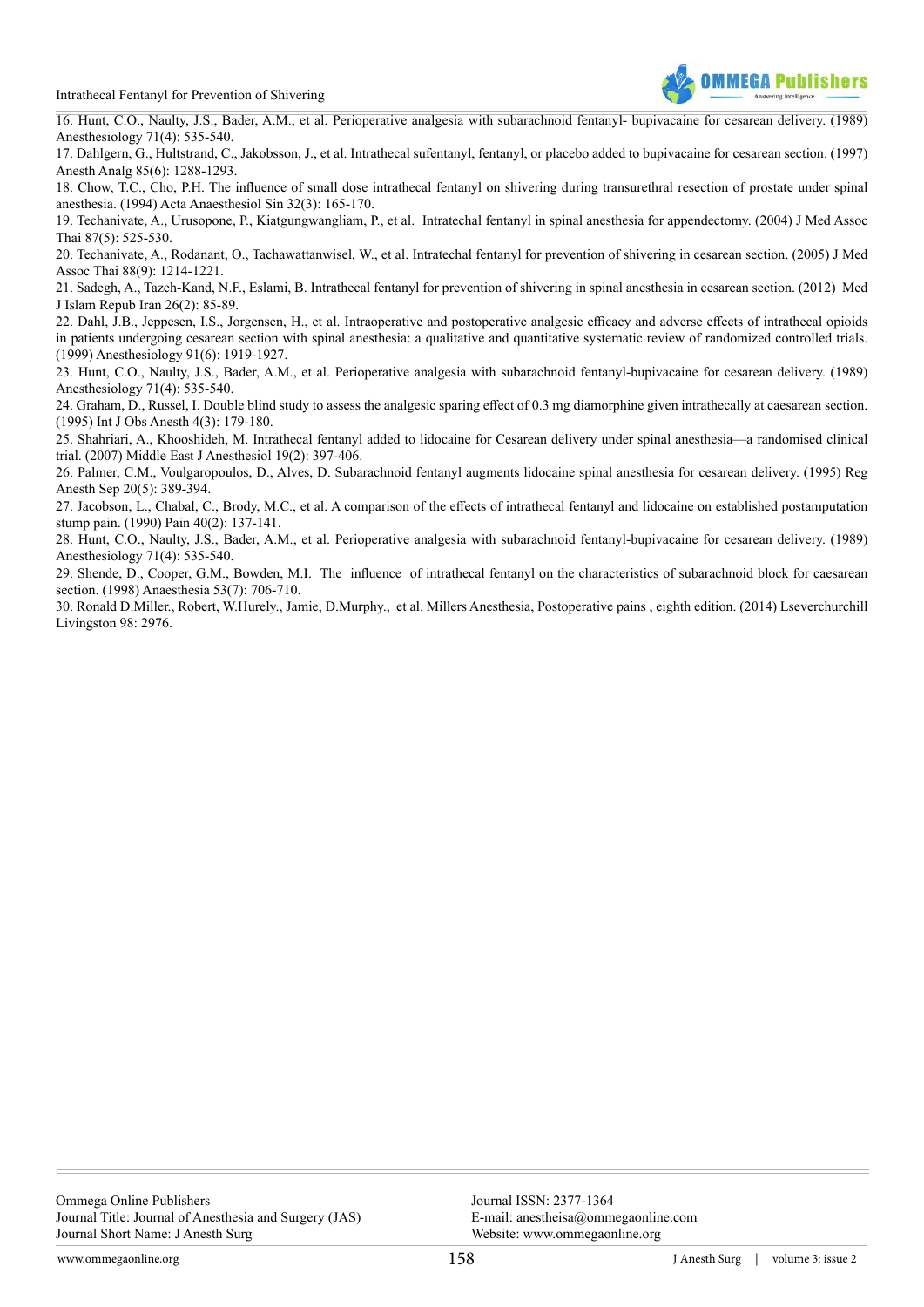16. Hunt, C.O., Naulty, J.S., Bader, A.M., et al. Perioperative analgesia with subarachnoid fentanyl- bupivacaine for cesarean delivery. (1989) Anesthesiology 71(4): 535-540.

17. Dahlgern, G., Hultstrand, C., Jakobsson, J., et al. Intrathecal sufentanyl, fentanyl, or placebo added to bupivacaine for cesarean section. (1997) Anesth Analg 85(6): 1288-1293.

18. Chow, T.C., Cho, P.H. The influence of small dose intrathecal fentanyl on shivering during transurethral resection of prostate under spinal anesthesia. (1994) Acta Anaesthesiol Sin 32(3): 165-170.

19. Techanivate, A., Urusopone, P., Kiatgungwangliam, P., et al. Intratechal fentanyl in spinal anesthesia for appendectomy. (2004) J Med Assoc Thai 87(5): 525-530.

20. Techanivate, A., Rodanant, O., Tachawattanwisel, W., et al. Intratechal fentanyl for prevention of shivering in cesarean section. (2005) J Med Assoc Thai 88(9): 1214-1221.

21. Sadegh, A., Tazeh-Kand, N.F., Eslami, B. Intrathecal fentanyl for prevention of shivering in spinal anesthesia in cesarean section. (2012) Med J Islam Repub Iran 26(2): 85-89.

22. Dahl, J.B., Jeppesen, I.S., Jorgensen, H., et al. Intraoperative and postoperative analgesic efficacy and adverse effects of intrathecal opioids in patients undergoing cesarean section with spinal anesthesia: a qualitative and quantitative systematic review of randomized controlled trials. (1999) Anesthesiology 91(6): 1919-1927.

23. Hunt, C.O., Naulty, J.S., Bader, A.M., et al. Perioperative analgesia with subarachnoid fentanyl-bupivacaine for cesarean delivery. (1989) Anesthesiology 71(4): 535-540.

24. Graham, D., Russel, I. Double blind study to assess the analgesic sparing effect of 0.3 mg diamorphine given intrathecally at caesarean section. (1995) Int J Obs Anesth 4(3): 179-180.

25. Shahriari, A., Khooshideh, M. Intrathecal fentanyl added to lidocaine for Cesarean delivery under spinal anesthesia—a randomised clinical trial. (2007) Middle East J Anesthesiol 19(2): 397-406.

26. Palmer, C.M., Voulgaropoulos, D., Alves, D. Subarachnoid fentanyl augments lidocaine spinal anesthesia for cesarean delivery. (1995) Reg Anesth Sep 20(5): 389-394.

27. Jacobson, L., Chabal, C., Brody, M.C., et al. A comparison of the effects of intrathecal fentanyl and lidocaine on established postamputation stump pain. (1990) Pain 40(2): 137-141.

28. Hunt, C.O., Naulty, J.S., Bader, A.M., et al. Perioperative analgesia with subarachnoid fentanyl-bupivacaine for cesarean delivery. (1989) Anesthesiology 71(4): 535-540.

29. Shende, D., Cooper, G.M., Bowden, M.I. The influence of intrathecal fentanyl on the characteristics of subarachnoid block for caesarean section. (1998) Anaesthesia 53(7): 706-710.

30. Ronald D.Miller., Robert, W.Hurely., Jamie, D.Murphy., et al. Millers Anesthesia, Postoperative pains , eighth edition. (2014) Lseverchurchill Livingston 98: 2976.

Ommega Online Publishers
Journal Title: Journal of Anesthesia and Surgery (JAS)
Journal Short Name: J Anesth Surg

Journal ISSN: 2377-1364
E-mail: anestheisa@ommegaonline.com
Website: www.ommegaonline.org